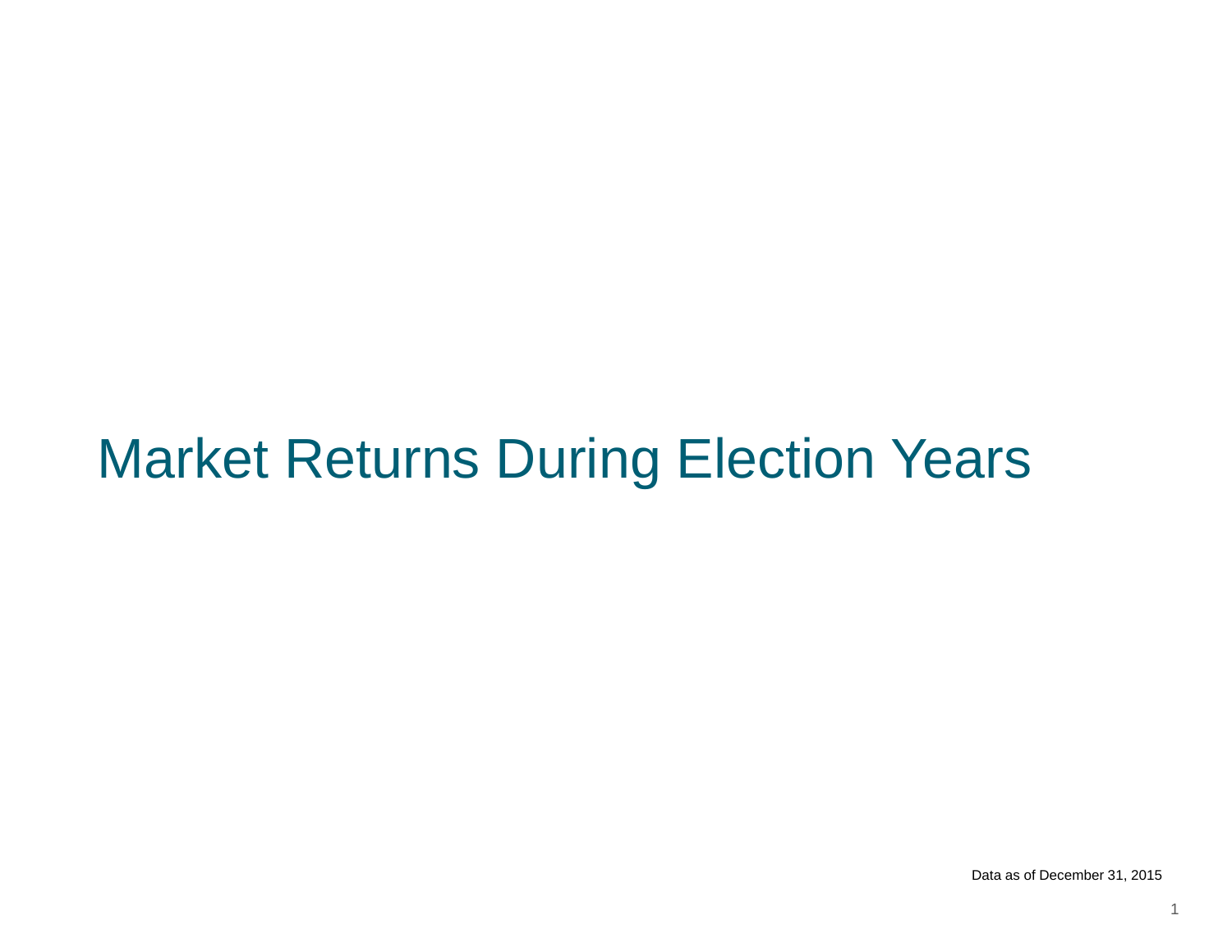# Market Returns During Election Years

Data as of December 31, 2015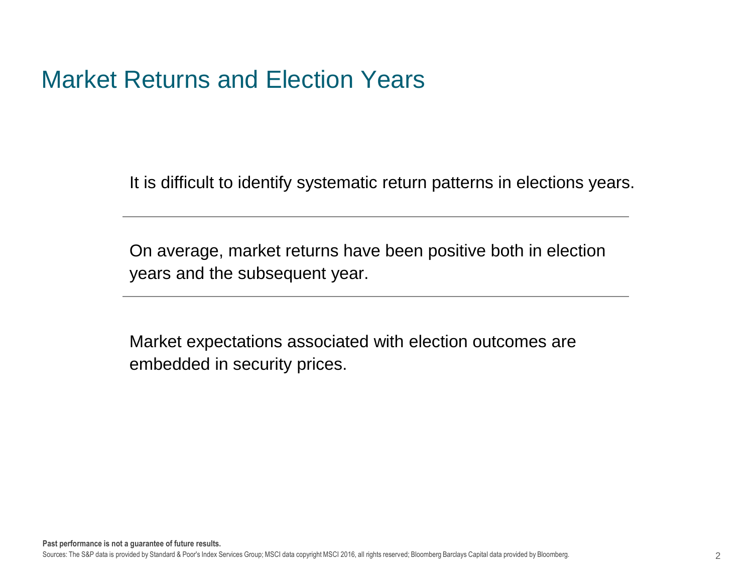# Market Returns and Election Years

It is difficult to identify systematic return patterns in elections years.

---

On average, market returns have been positive both in election years and the subsequent year.

---

Market expectations associated with election outcomes are embedded in security prices.

**Past performance is not a guarantee of future results.**

Sources: The S&P data is provided by Standard & Poor's Index Services Group; MSCI data copyright MSCI 2016, all rights reserved; Bloomberg Barclays Capital data provided by Bloomberg.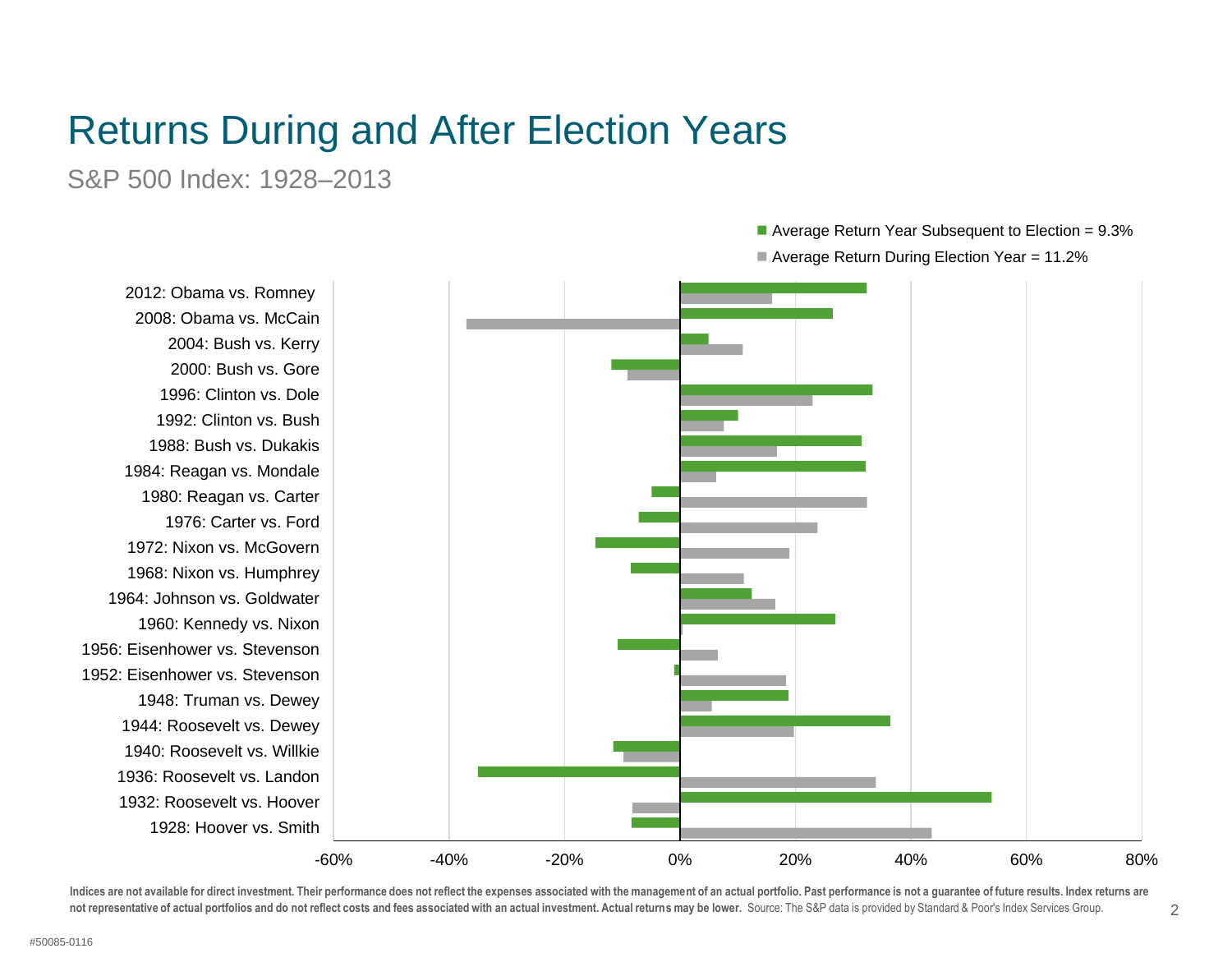# Returns During and After Election Years

S&P 500 Index: 1928–2013

- Average Return Year Subsequent to Election = 9.3%
- Average Return During Election Year = 11.2%

2012: Obama vs. Romney
2008: Obama vs. McCain
2004: Bush vs. Kerry
2000: Bush vs. Gore
1996: Clinton vs. Dole
1992: Clinton vs. Bush
1988: Bush vs. Dukakis
1984: Reagan vs. Mondale
1980: Reagan vs. Carter
1976: Carter vs. Ford
1972: Nixon vs. McGovern
1968: Nixon vs. Humphrey
1964: Johnson vs. Goldwater
1960: Kennedy vs. Nixon
1956: Eisenhower vs. Stevenson
1952: Eisenhower vs. Stevenson
1948: Truman vs. Dewey
1944: Roosevelt vs. Dewey
1940: Roosevelt vs. Willkie
1936: Roosevelt vs. Landon
1932: Roosevelt vs. Hoover
1928: Hoover vs. Smith

-60% -40% -20% 0% 20% 40% 60% 80%

**Indices are not available for direct investment. Their performance does not reflect the expenses associated with the management of an actual portfolio. Past performance is not a guarantee of future results. Index returns are not representative of actual portfolios and do not reflect costs and fees associated with an actual investment. Actual returns may be lower.** Source: The S&P data is provided by Standard & Poor's Index Services Group.

#50085-0116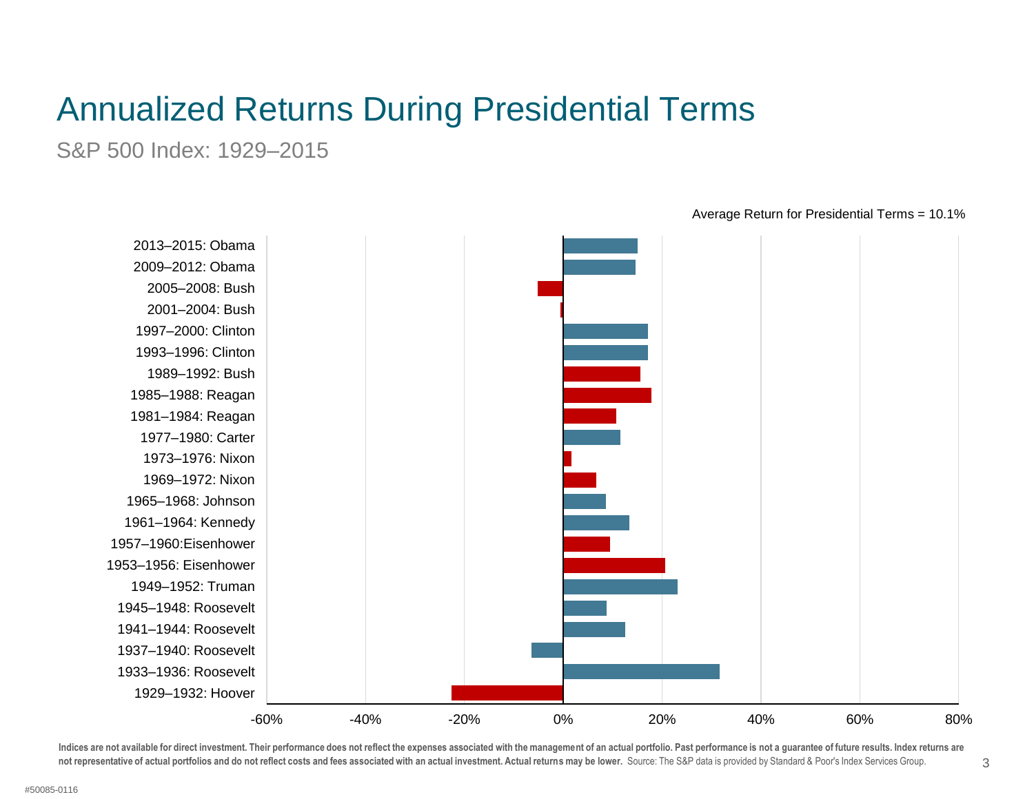# Annualized Returns During Presidential Terms

S&P 500 Index: 1929–2015

Average Return for Presidential Terms = 10.1%

2013–2015: Obama
2009–2012: Obama
2005–2008: Bush
2001–2004: Bush
1997–2000: Clinton
1993–1996: Clinton
1989–1992: Bush
1985–1988: Reagan
1981–1984: Reagan
1977–1980: Carter
1973–1976: Nixon
1969–1972: Nixon
1965–1968: Johnson
1961–1964: Kennedy
1957–1960:Eisenhower
1953–1956: Eisenhower
1949–1952: Truman
1945–1948: Roosevelt
1941–1944: Roosevelt
1937–1940: Roosevelt
1933–1936: Roosevelt
1929–1932: Hoover

-60% -40% -20% 0% 20% 40% 60% 80%

**Indices are not available for direct investment. Their performance does not reflect the expenses associated with the management of an actual portfolio. Past performance is not a guarantee of future results. Index returns are not representative of actual portfolios and do not reflect costs and fees associated with an actual investment. Actual returns may be lower.** Source: The S&P data is provided by Standard & Poor's Index Services Group.

#50085-0116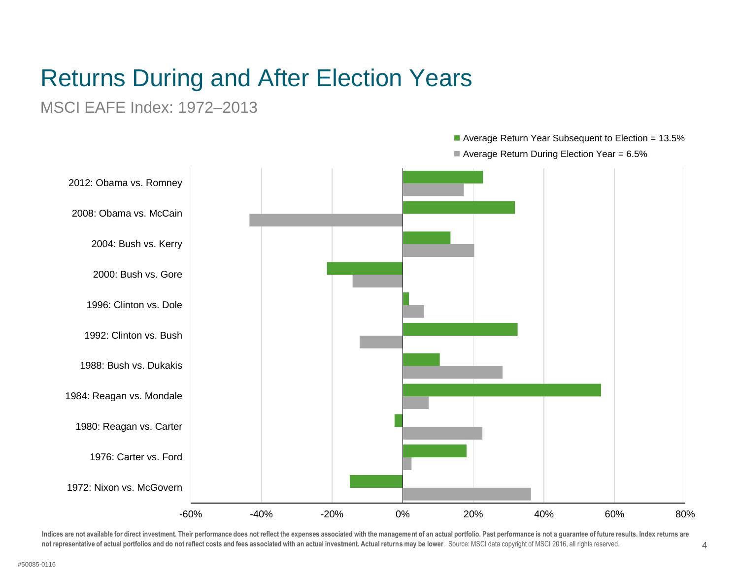# Returns During and After Election Years

MSCI EAFE Index: 1972–2013

■ Average Return Year Subsequent to Election = 13.5%

■ Average Return During Election Year = 6.5%

2012: Obama vs. Romney

2008: Obama vs. McCain

2004: Bush vs. Kerry

2000: Bush vs. Gore

1996: Clinton vs. Dole

1992: Clinton vs. Bush

1988: Bush vs. Dukakis

1984: Reagan vs. Mondale

1980: Reagan vs. Carter

1976: Carter vs. Ford

1972: Nixon vs. McGovern

-60% -40% -20% 0% 20% 40% 60% 80%

**Indices are not available for direct investment. Their performance does not reflect the expenses associated with the management of an actual portfolio. Past performance is not a guarantee of future results. Index returns are not representative of actual portfolios and do not reflect costs and fees associated with an actual investment. Actual returns may be lower.** Source: MSCI data copyright of MSCI 2016, all rights reserved.

#50085-0116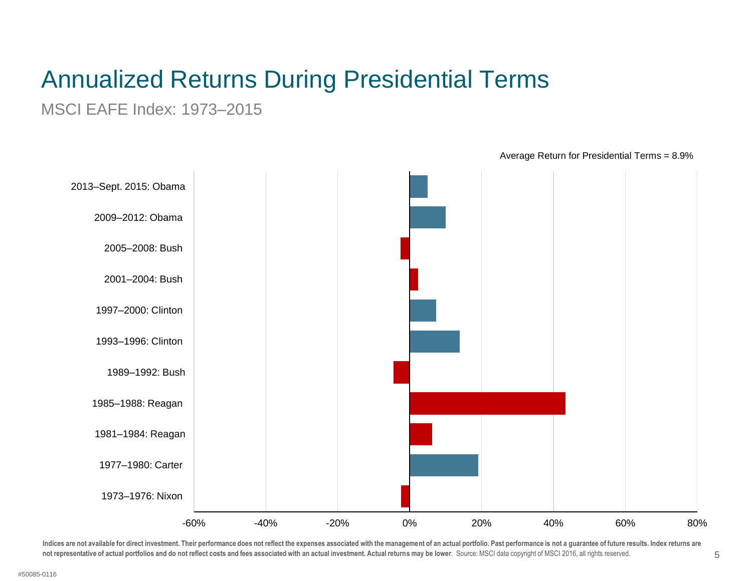# Annualized Returns During Presidential Terms

MSCI EAFE Index: 1973–2015

Average Return for Presidential Terms = 8.9%

2013–Sept. 2015: Obama

2009–2012: Obama

2005–2008: Bush

2001–2004: Bush

1997–2000: Clinton

1993–1996: Clinton

1989–1992: Bush

1985–1988: Reagan

1981–1984: Reagan

1977–1980: Carter

1973–1976: Nixon

-60% -40% -20% 0% 20% 40% 60% 80%

**Indices are not available for direct investment. Their performance does not reflect the expenses associated with the management of an actual portfolio. Past performance is not a guarantee of future results. Index returns are not representative of actual portfolios and do not reflect costs and fees associated with an actual investment. Actual returns may be lower**. Source: MSCI data copyright of MSCI 2016, all rights reserved.

#50085-0116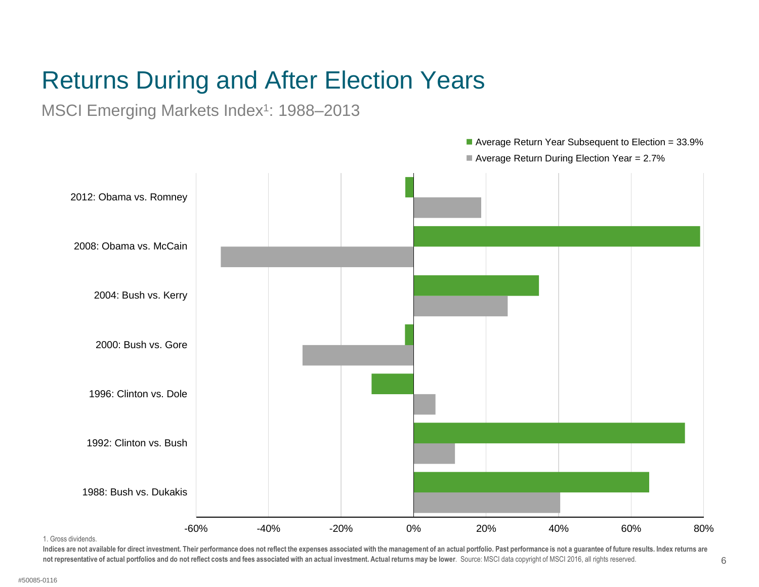# Returns During and After Election Years

MSCI Emerging Markets Index[1]: 1988–2013

- Average Return Year Subsequent to Election = 33.9%
- Average Return During Election Year = 2.7%

2012: Obama vs. Romney

2008: Obama vs. McCain

2004: Bush vs. Kerry

2000: Bush vs. Gore

1996: Clinton vs. Dole

1992: Clinton vs. Bush

1988: Bush vs. Dukakis

-60% -40% -20% 0% 20% 40% 60% 80%

1. Gross dividends.

**Indices are not available for direct investment. Their performance does not reflect the expenses associated with the management of an actual portfolio. Past performance is not a guarantee of future results. Index returns are not representative of actual portfolios and do not reflect costs and fees associated with an actual investment. Actual returns may be lower**. Source: MSCI data copyright of MSCI 2016, all rights reserved.

#50085-0116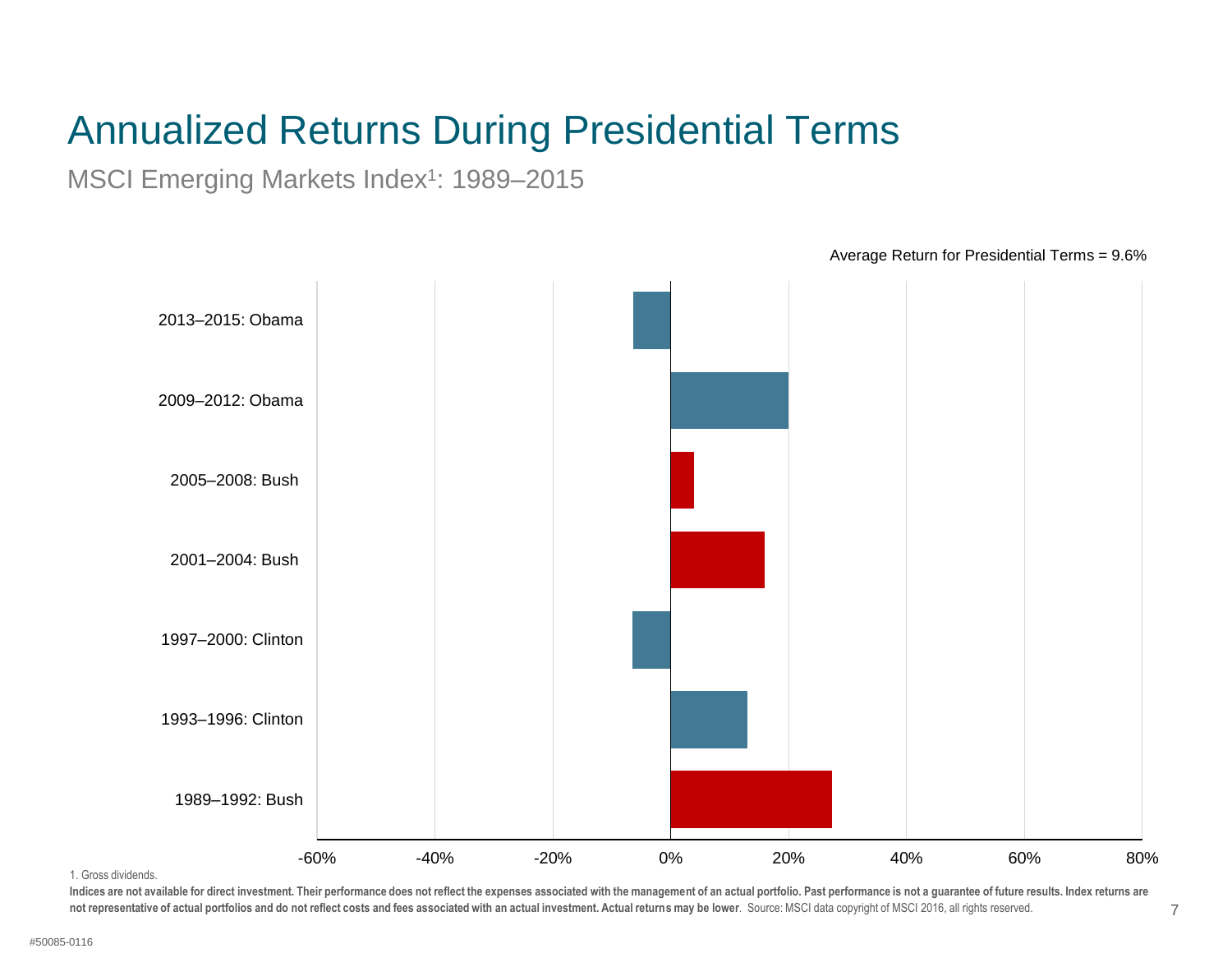# Annualized Returns During Presidential Terms

MSCI Emerging Markets Index[1]: 1989–2015

Average Return for Presidential Terms = 9.6%

2013–2015: Obama

2009–2012: Obama

2005–2008: Bush

2001–2004: Bush

1997–2000: Clinton

1993–1996: Clinton

1989–1992: Bush

-60% -40% -20% 0% 20% 40% 60% 80%

1. Gross dividends.

**Indices are not available for direct investment. Their performance does not reflect the expenses associated with the management of an actual portfolio. Past performance is not a guarantee of future results. Index returns are not representative of actual portfolios and do not reflect costs and fees associated with an actual investment. Actual returns may be lower**. Source: MSCI data copyright of MSCI 2016, all rights reserved.

#50085-0116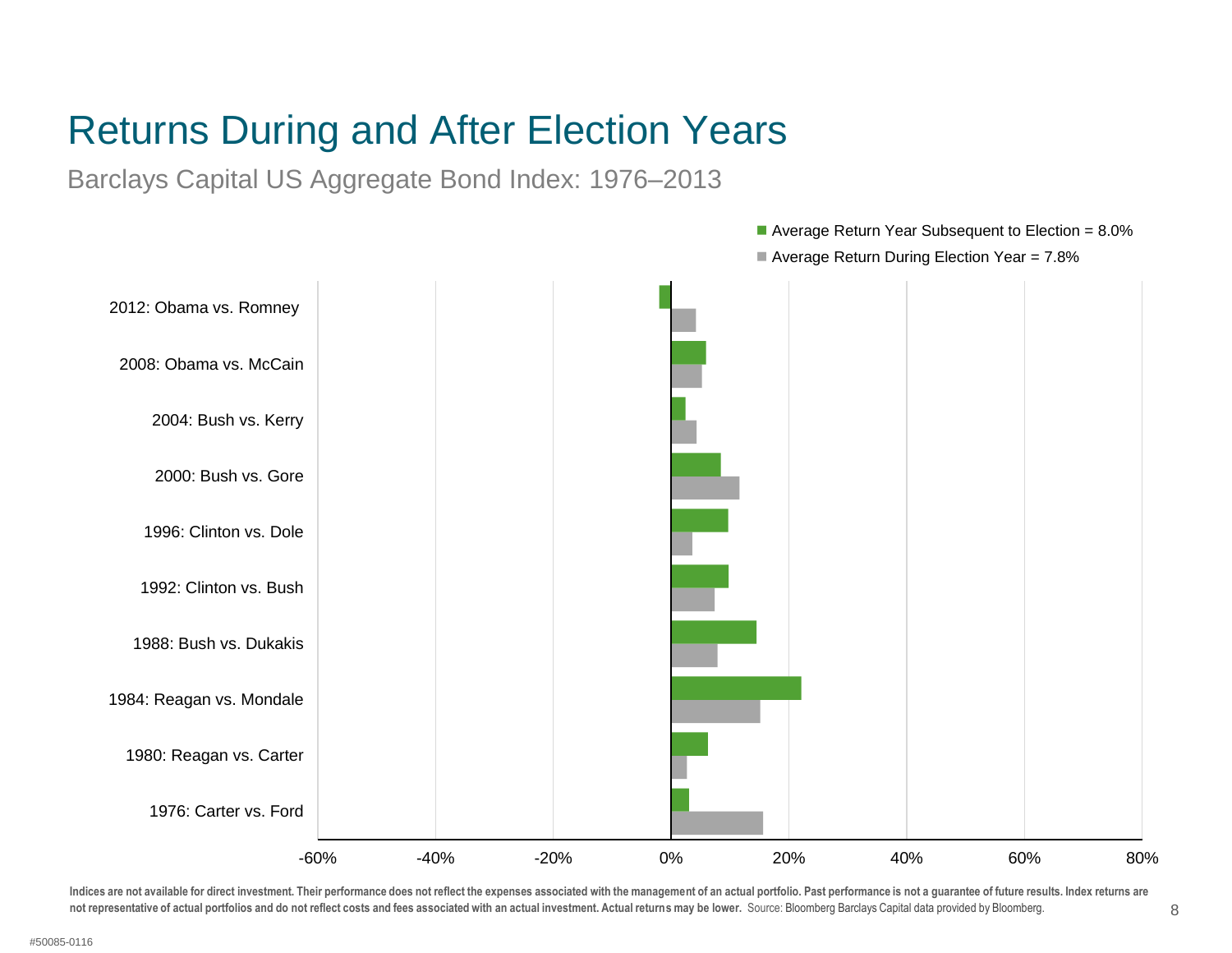# Returns During and After Election Years

Barclays Capital US Aggregate Bond Index: 1976–2013

- Average Return Year Subsequent to Election = 8.0%
- Average Return During Election Year = 7.8%

2012: Obama vs. Romney

2008: Obama vs. McCain

2004: Bush vs. Kerry

2000: Bush vs. Gore

1996: Clinton vs. Dole

1992: Clinton vs. Bush

1988: Bush vs. Dukakis

1984: Reagan vs. Mondale

1980: Reagan vs. Carter

1976: Carter vs. Ford

-60% -40% -20% 0% 20% 40% 60% 80%

**Indices are not available for direct investment. Their performance does not reflect the expenses associated with the management of an actual portfolio. Past performance is not a guarantee of future results. Index returns are not representative of actual portfolios and do not reflect costs and fees associated with an actual investment. Actual returns may be lower.** Source: Bloomberg Barclays Capital data provided by Bloomberg.

#50085-0116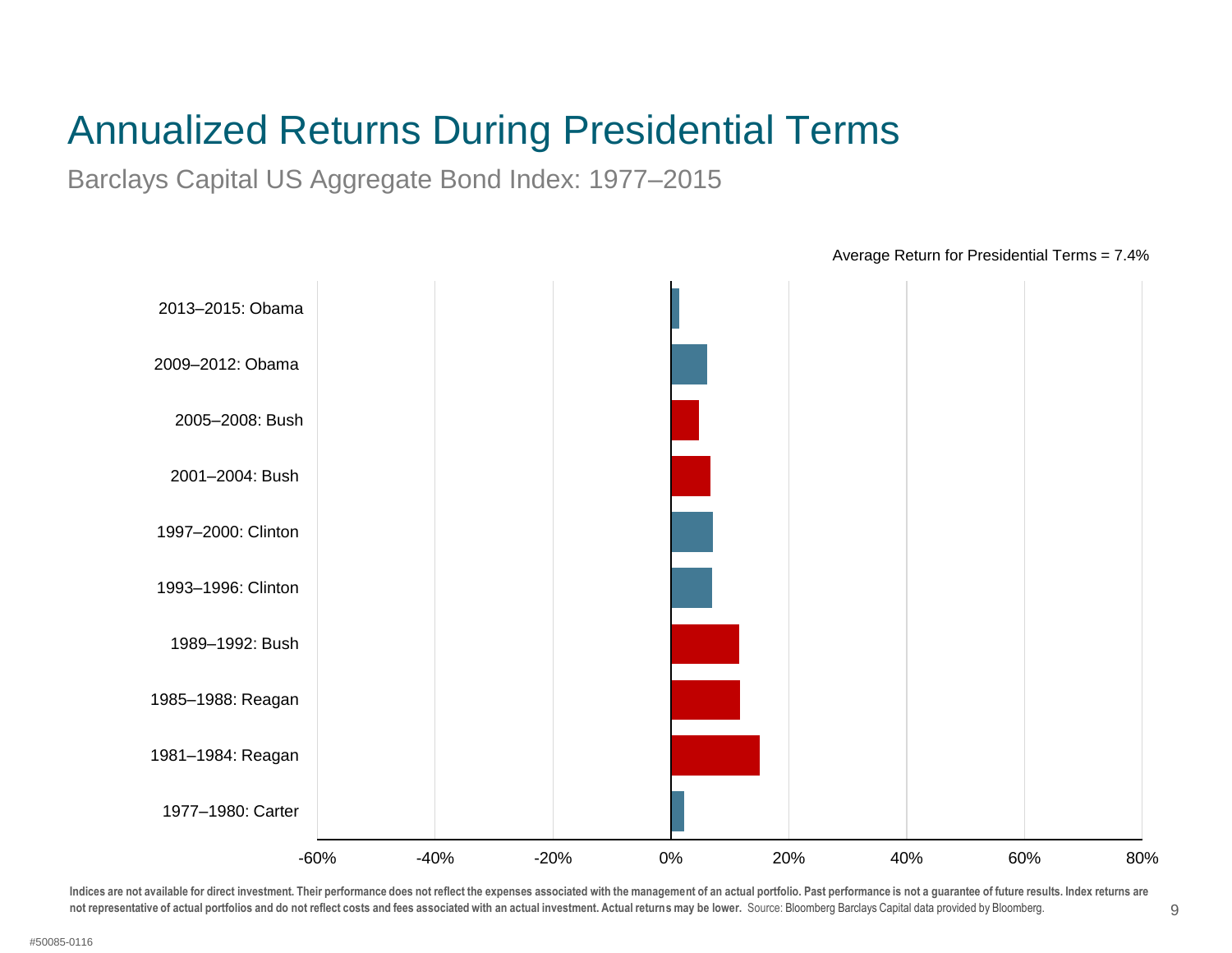# Annualized Returns During Presidential Terms

Barclays Capital US Aggregate Bond Index: 1977–2015

Average Return for Presidential Terms = 7.4%

2013–2015: Obama

2009–2012: Obama

2005–2008: Bush

2001–2004: Bush

1997–2000: Clinton

1993–1996: Clinton

1989–1992: Bush

1985–1988: Reagan

1981–1984: Reagan

1977–1980: Carter

-60% -40% -20% 0% 20% 40% 60% 80%

**Indices are not available for direct investment. Their performance does not reflect the expenses associated with the management of an actual portfolio. Past performance is not a guarantee of future results. Index returns are not representative of actual portfolios and do not reflect costs and fees associated with an actual investment. Actual returns may be lower.** Source: Bloomberg Barclays Capital data provided by Bloomberg.

#50085-0116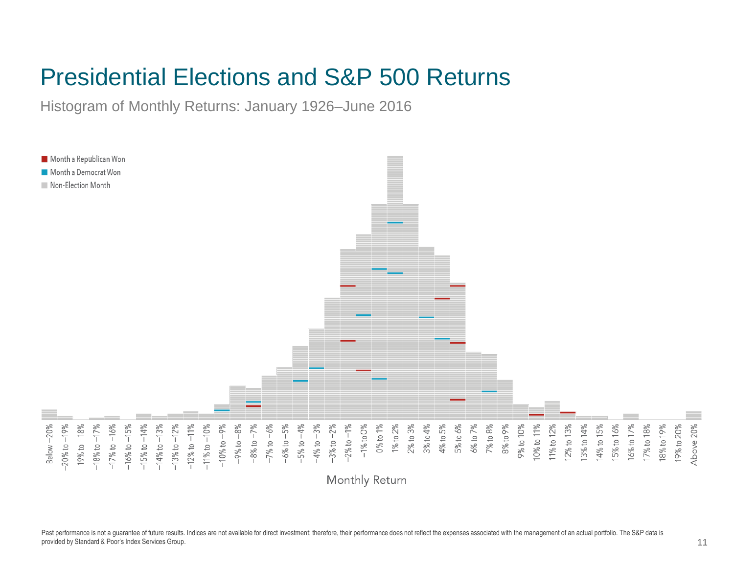# Presidential Elections and S&P 500 Returns

Histogram of Monthly Returns: January 1926–June 2016

- Month a Republican Won
- Month a Democrat Won
- Non-Election Month

Below −20% | −20% to −19% | −19% to −18% | −18% to −17% | −17% to −16% | −16% to −15% | −15% to −14% | −14% to −13% | −13% to −12% | −12% to −11% | −11% to −10% | −10% to −9% | −9% to −8% | −8% to −7% | −7% to −6% | −6% to −5% | −5% to −4% | −4% to −3% | −3% to −2% | −2% to −1% | −1% to 0% | 0% to 1% | 1% to 2% | 2% to 3% | 3% to 4% | 4% to 5% | 5% to 6% | 6% to 7% | 7% to 8% | 8% to 9% | 9% to 10% | 10% to 11% | 11% to 12% | 12% to 13% | 13% to 14% | 14% to 15% | 15% to 16% | 16% to 17% | 17% to 18% | 18% to 19% | 19% to 20% | Above 20%

Monthly Return

Past performance is not a guarantee of future results. Indices are not available for direct investment; therefore, their performance does not reflect the expenses associated with the management of an actual portfolio. The S&P data is provided by Standard & Poor's Index Services Group.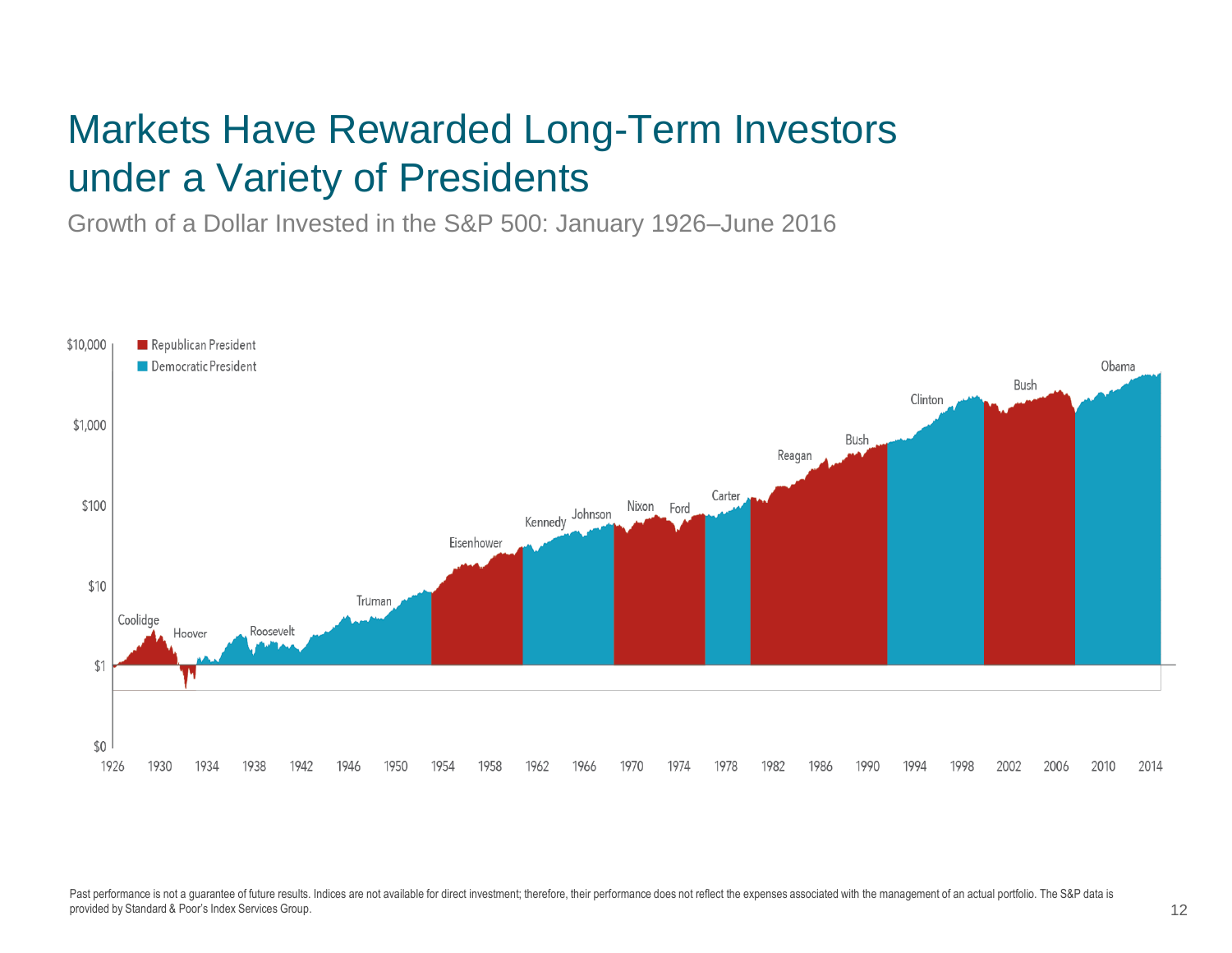# Markets Have Rewarded Long-Term Investors under a Variety of Presidents

Growth of a Dollar Invested in the S&P 500: January 1926–June 2016

Republican President
Democratic President

$10,000
$1,000
$100
$10
$1
$0

Coolidge
Hoover
Roosevelt
Truman
Eisenhower
Kennedy
Johnson
Nixon
Ford
Carter
Reagan
Bush
Clinton
Bush
Obama

1926 1930 1934 1938 1942 1946 1950 1954 1958 1962 1966 1970 1974 1978 1982 1986 1990 1994 1998 2002 2006 2010 2014

Past performance is not a guarantee of future results. Indices are not available for direct investment; therefore, their performance does not reflect the expenses associated with the management of an actual portfolio. The S&P data is provided by Standard & Poor's Index Services Group.